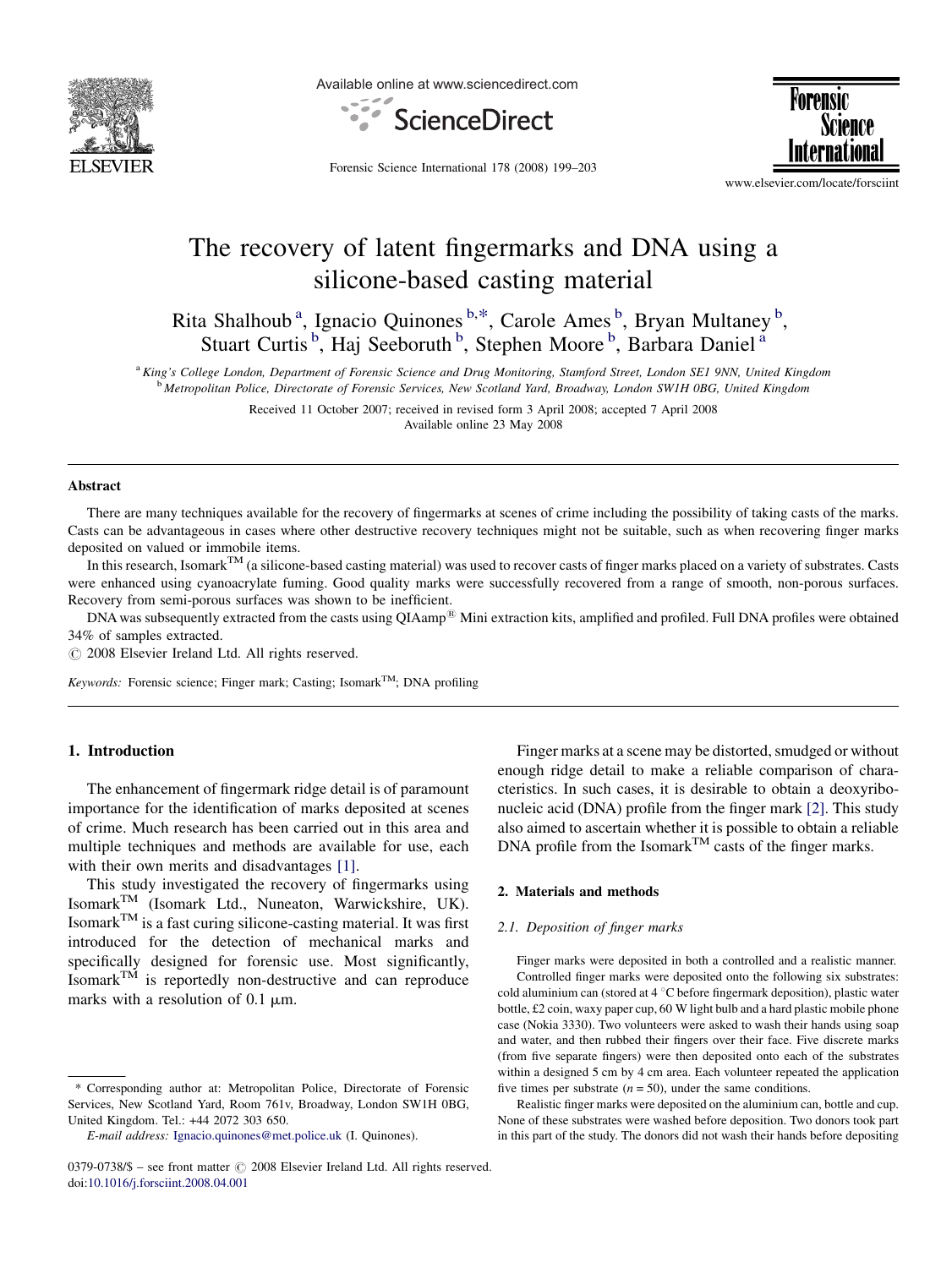# The recovery of latent fingermarks and DNA using a silicone-based casting material

Rita Shalhoub [a], Ignacio Quinones [b,*], Carole Ames [b], Bryan Multaney [b], Stuart Curtis [b], Haj Seeboruth [b], Stephen Moore [b], Barbara Daniel [a]

[a] *King's College London, Department of Forensic Science and Drug Monitoring, Stamford Street, London SE1 9NN, United Kingdom*

[b] *Metropolitan Police, Directorate of Forensic Services, New Scotland Yard, Broadway, London SW1H 0BG, United Kingdom*

Received 11 October 2007; received in revised form 3 April 2008; accepted 7 April 2008

Available online 23 May 2008

## Abstract

There are many techniques available for the recovery of fingermarks at scenes of crime including the possibility of taking casts of the marks. Casts can be advantageous in cases where other destructive recovery techniques might not be suitable, such as when recovering finger marks deposited on valued or immobile items.

In this research, Isomark™ (a silicone-based casting material) was used to recover casts of finger marks placed on a variety of substrates. Casts were enhanced using cyanoacrylate fuming. Good quality marks were successfully recovered from a range of smooth, non-porous surfaces. Recovery from semi-porous surfaces was shown to be inefficient.

DNA was subsequently extracted from the casts using QIAamp® Mini extraction kits, amplified and profiled. Full DNA profiles were obtained 34% of samples extracted.

© 2008 Elsevier Ireland Ltd. All rights reserved.

*Keywords:* Forensic science; Finger mark; Casting; Isomark™; DNA profiling

## 1. Introduction

The enhancement of fingermark ridge detail is of paramount importance for the identification of marks deposited at scenes of crime. Much research has been carried out in this area and multiple techniques and methods are available for use, each with their own merits and disadvantages [1].

This study investigated the recovery of fingermarks using Isomark™ (Isomark Ltd., Nuneaton, Warwickshire, UK). Isomark™ is a fast curing silicone-casting material. It was first introduced for the detection of mechanical marks and specifically designed for forensic use. Most significantly, Isomark™ is reportedly non-destructive and can reproduce marks with a resolution of 0.1 μm.

Finger marks at a scene may be distorted, smudged or without enough ridge detail to make a reliable comparison of characteristics. In such cases, it is desirable to obtain a deoxyribonucleic acid (DNA) profile from the finger mark [2]. This study also aimed to ascertain whether it is possible to obtain a reliable DNA profile from the Isomark™ casts of the finger marks.

## 2. Materials and methods

### 2.1. Deposition of finger marks

Finger marks were deposited in both a controlled and a realistic manner.

Controlled finger marks were deposited onto the following six substrates: cold aluminium can (stored at 4 °C before fingermark deposition), plastic water bottle, £2 coin, waxy paper cup, 60 W light bulb and a hard plastic mobile phone case (Nokia 3330). Two volunteers were asked to wash their hands using soap and water, and then rubbed their fingers over their face. Five discrete marks (from five separate fingers) were then deposited onto each of the substrates within a designed 5 cm by 4 cm area. Each volunteer repeated the application five times per substrate ($n = 50$), under the same conditions.

Realistic finger marks were deposited on the aluminium can, bottle and cup. None of these substrates were washed before deposition. Two donors took part in this part of the study. The donors did not wash their hands before depositing

\* Corresponding author at: Metropolitan Police, Directorate of Forensic Services, New Scotland Yard, Room 761v, Broadway, London SW1H 0BG, United Kingdom. Tel.: +44 2072 303 650.

*E-mail address:* Ignacio.quinones@met.police.uk (I. Quinones).

0379-0738/$ – see front matter © 2008 Elsevier Ireland Ltd. All rights reserved.
doi:10.1016/j.forsciint.2008.04.001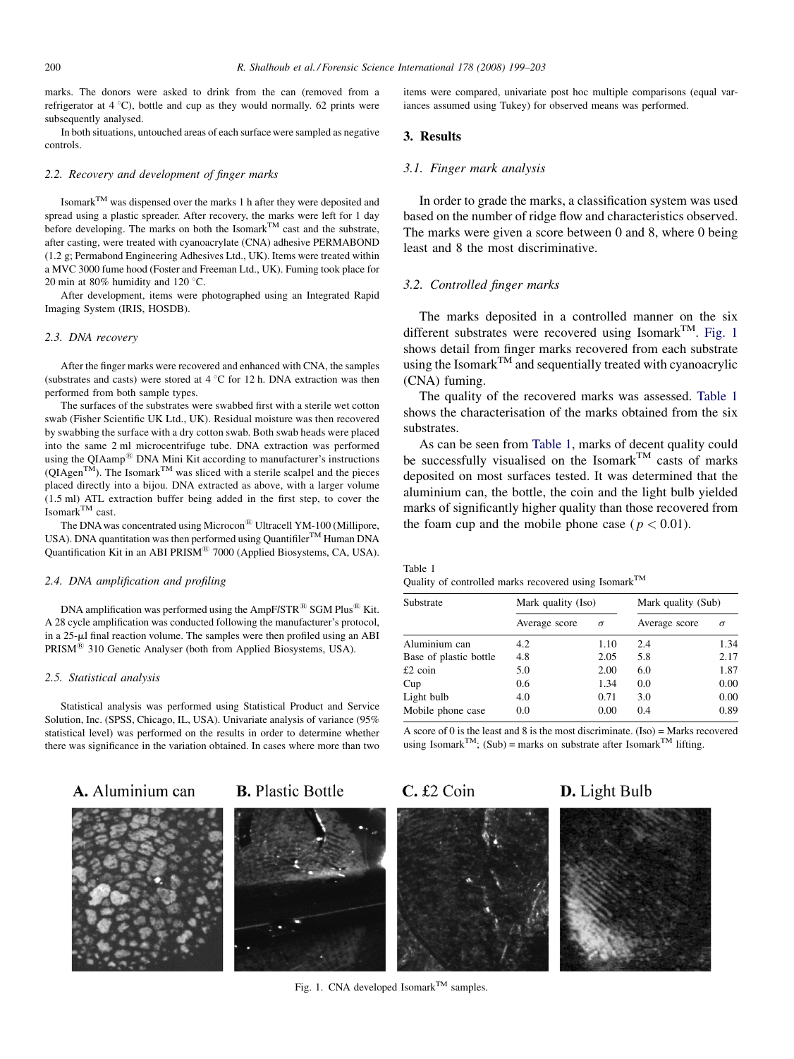marks. The donors were asked to drink from the can (removed from a refrigerator at 4 °C), bottle and cup as they would normally. 62 prints were subsequently analysed.

In both situations, untouched areas of each surface were sampled as negative controls.

### 2.2. Recovery and development of finger marks

Isomark™ was dispensed over the marks 1 h after they were deposited and spread using a plastic spreader. After recovery, the marks were left for 1 day before developing. The marks on both the Isomark™ cast and the substrate, after casting, were treated with cyanoacrylate (CNA) adhesive PERMABOND (1.2 g; Permabond Engineering Adhesives Ltd., UK). Items were treated within a MVC 3000 fume hood (Foster and Freeman Ltd., UK). Fuming took place for 20 min at 80% humidity and 120 °C.

After development, items were photographed using an Integrated Rapid Imaging System (IRIS, HOSDB).

### 2.3. DNA recovery

After the finger marks were recovered and enhanced with CNA, the samples (substrates and casts) were stored at 4 °C for 12 h. DNA extraction was then performed from both sample types.

The surfaces of the substrates were swabbed first with a sterile wet cotton swab (Fisher Scientific UK Ltd., UK). Residual moisture was then recovered by swabbing the surface with a dry cotton swab. Both swab heads were placed into the same 2 ml microcentrifuge tube. DNA extraction was performed using the QIAamp® DNA Mini Kit according to manufacturer's instructions (QIAgen™). The Isomark™ was sliced with a sterile scalpel and the pieces placed directly into a bijou. DNA extracted as above, with a larger volume (1.5 ml) ATL extraction buffer being added in the first step, to cover the Isomark™ cast.

The DNA was concentrated using Microcon® Ultracell YM-100 (Millipore, USA). DNA quantitation was then performed using Quantifiler™ Human DNA Quantification Kit in an ABI PRISM® 7000 (Applied Biosystems, CA, USA).

### 2.4. DNA amplification and profiling

DNA amplification was performed using the AmpFℓSTR® SGM Plus® Kit. A 28 cycle amplification was conducted following the manufacturer's protocol, in a 25-μl final reaction volume. The samples were then profiled using an ABI PRISM® 310 Genetic Analyser (both from Applied Biosystems, USA).

### 2.5. Statistical analysis

Statistical analysis was performed using Statistical Product and Service Solution, Inc. (SPSS, Chicago, IL, USA). Univariate analysis of variance (95% statistical level) was performed on the results in order to determine whether there was significance in the variation obtained. In cases where more than two items were compared, univariate post hoc multiple comparisons (equal variances assumed using Tukey) for observed means was performed.

## 3. Results

### 3.1. Finger mark analysis

In order to grade the marks, a classification system was used based on the number of ridge flow and characteristics observed. The marks were given a score between 0 and 8, where 0 being least and 8 the most discriminative.

### 3.2. Controlled finger marks

The marks deposited in a controlled manner on the six different substrates were recovered using Isomark™. Fig. 1 shows detail from finger marks recovered from each substrate using the Isomark™ and sequentially treated with cyanoacrylic (CNA) fuming.

The quality of the recovered marks was assessed. Table 1 shows the characterisation of the marks obtained from the six substrates.

As can be seen from Table 1, marks of decent quality could be successfully visualised on the Isomark™ casts of marks deposited on most surfaces tested. It was determined that the aluminium can, the bottle, the coin and the light bulb yielded marks of significantly higher quality than those recovered from the foam cup and the mobile phone case ($p < 0.01$).

Table 1
Quality of controlled marks recovered using Isomark™

| Substrate | Mark quality (Iso) | | Mark quality (Sub) | |
|---|---|---|---|---|
| | Average score | $\sigma$ | Average score | $\sigma$ |
| Aluminium can | 4.2 | 1.10 | 2.4 | 1.34 |
| Base of plastic bottle | 4.8 | 2.05 | 5.8 | 2.17 |
| £2 coin | 5.0 | 2.00 | 6.0 | 1.87 |
| Cup | 0.6 | 1.34 | 0.0 | 0.00 |
| Light bulb | 4.0 | 0.71 | 3.0 | 0.00 |
| Mobile phone case | 0.0 | 0.00 | 0.4 | 0.89 |

A score of 0 is the least and 8 is the most discriminate. (Iso) = Marks recovered using Isomark™; (Sub) = marks on substrate after Isomark™ lifting.

**A.** Aluminium can **B.** Plastic Bottle **C.** £2 Coin **D.** Light Bulb

Fig. 1. CNA developed Isomark™ samples.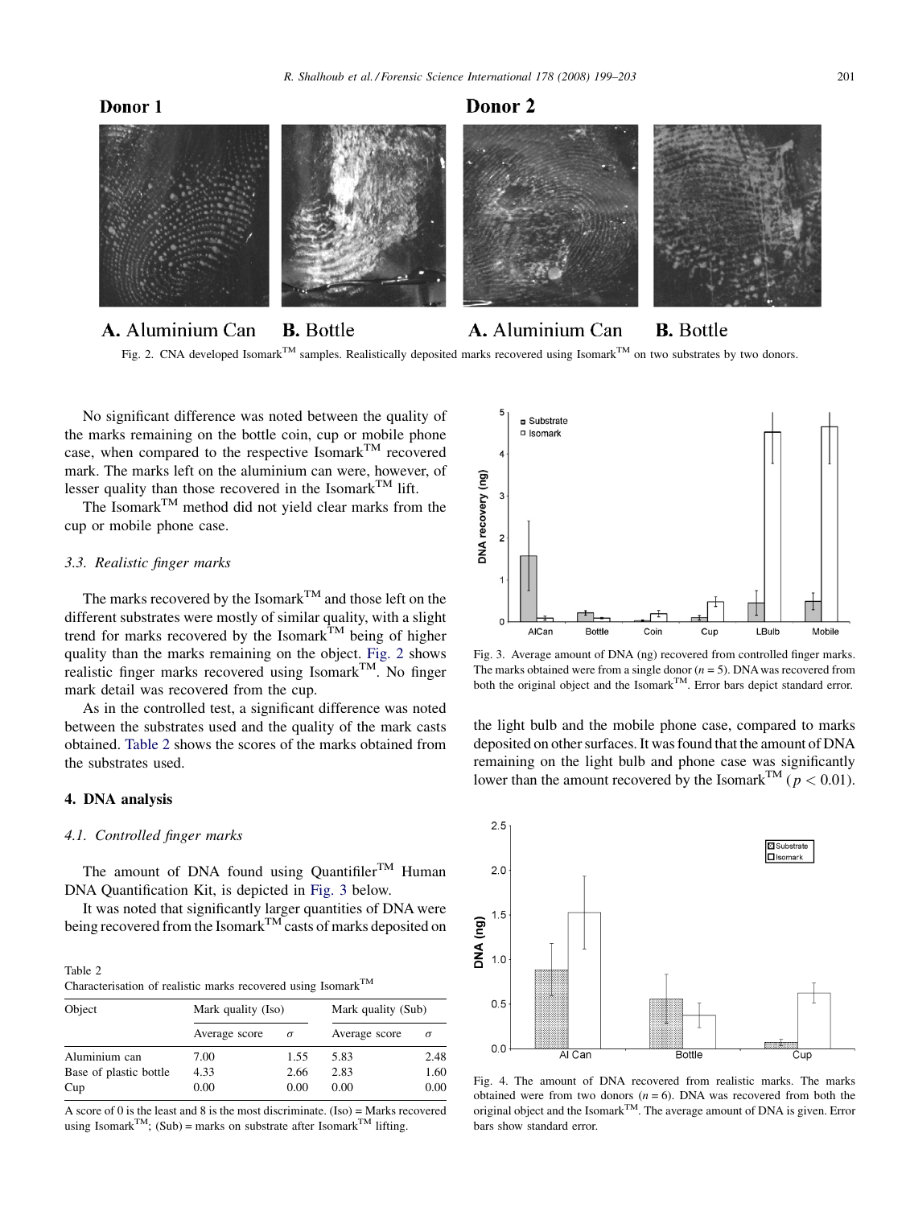Fig. 2. CNA developed Isomark™ samples. Realistically deposited marks recovered using Isomark™ on two substrates by two donors.

No significant difference was noted between the quality of the marks remaining on the bottle coin, cup or mobile phone case, when compared to the respective Isomark™ recovered mark. The marks left on the aluminium can were, however, of lesser quality than those recovered in the Isomark™ lift.

The Isomark™ method did not yield clear marks from the cup or mobile phone case.

### 3.3. Realistic finger marks

The marks recovered by the Isomark™ and those left on the different substrates were mostly of similar quality, with a slight trend for marks recovered by the Isomark™ being of higher quality than the marks remaining on the object. Fig. 2 shows realistic finger marks recovered using Isomark™. No finger mark detail was recovered from the cup.

As in the controlled test, a significant difference was noted between the substrates used and the quality of the mark casts obtained. Table 2 shows the scores of the marks obtained from the substrates used.

## 4. DNA analysis

### 4.1. Controlled finger marks

The amount of DNA found using Quantifiler™ Human DNA Quantification Kit, is depicted in Fig. 3 below.

It was noted that significantly larger quantities of DNA were being recovered from the Isomark™ casts of marks deposited on the light bulb and the mobile phone case, compared to marks deposited on other surfaces. It was found that the amount of DNA remaining on the light bulb and phone case was significantly lower than the amount recovered by the Isomark™ ($p < 0.01$).

Fig. 3. Average amount of DNA (ng) recovered from controlled finger marks. The marks obtained were from a single donor ($n = 5$). DNA was recovered from both the original object and the Isomark™. Error bars depict standard error.

Fig. 4. The amount of DNA recovered from realistic marks. The marks obtained were from two donors ($n = 6$). DNA was recovered from both the original object and the Isomark™. The average amount of DNA is given. Error bars show standard error.

Table 2
Characterisation of realistic marks recovered using Isomark™

| Object | Mark quality (Iso) | | Mark quality (Sub) | |
|---|---|---|---|---|
| | Average score | $\sigma$ | Average score | $\sigma$ |
| Aluminium can | 7.00 | 1.55 | 5.83 | 2.48 |
| Base of plastic bottle | 4.33 | 2.66 | 2.83 | 1.60 |
| Cup | 0.00 | 0.00 | 0.00 | 0.00 |

A score of 0 is the least and 8 is the most discriminate. (Iso) = Marks recovered using Isomark™; (Sub) = marks on substrate after Isomark™ lifting.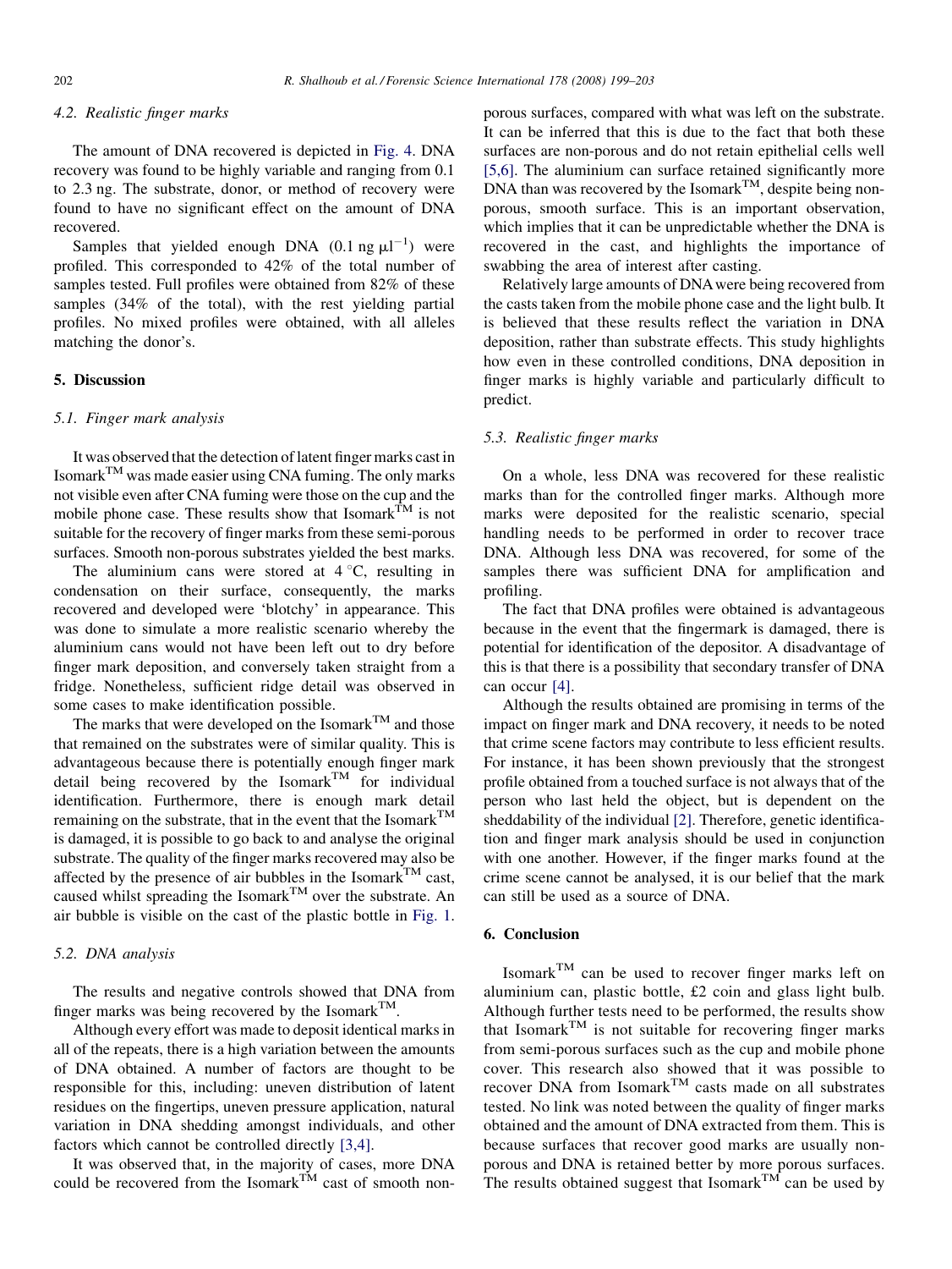### 4.2. Realistic finger marks

The amount of DNA recovered is depicted in Fig. 4. DNA recovery was found to be highly variable and ranging from 0.1 to 2.3 ng. The substrate, donor, or method of recovery were found to have no significant effect on the amount of DNA recovered.

Samples that yielded enough DNA ($0.1\ \text{ng}\ \mu\text{l}^{-1}$) were profiled. This corresponded to 42% of the total number of samples tested. Full profiles were obtained from 82% of these samples (34% of the total), with the rest yielding partial profiles. No mixed profiles were obtained, with all alleles matching the donor's.

## 5. Discussion

### 5.1. Finger mark analysis

It was observed that the detection of latent finger marks cast in Isomark™ was made easier using CNA fuming. The only marks not visible even after CNA fuming were those on the cup and the mobile phone case. These results show that Isomark™ is not suitable for the recovery of finger marks from these semi-porous surfaces. Smooth non-porous substrates yielded the best marks.

The aluminium cans were stored at 4 °C, resulting in condensation on their surface, consequently, the marks recovered and developed were 'blotchy' in appearance. This was done to simulate a more realistic scenario whereby the aluminium cans would not have been left out to dry before finger mark deposition, and conversely taken straight from a fridge. Nonetheless, sufficient ridge detail was observed in some cases to make identification possible.

The marks that were developed on the Isomark™ and those that remained on the substrates were of similar quality. This is advantageous because there is potentially enough finger mark detail being recovered by the Isomark™ for individual identification. Furthermore, there is enough mark detail remaining on the substrate, that in the event that the Isomark™ is damaged, it is possible to go back to and analyse the original substrate. The quality of the finger marks recovered may also be affected by the presence of air bubbles in the Isomark™ cast, caused whilst spreading the Isomark™ over the substrate. An air bubble is visible on the cast of the plastic bottle in Fig. 1.

### 5.2. DNA analysis

The results and negative controls showed that DNA from finger marks was being recovered by the Isomark™.

Although every effort was made to deposit identical marks in all of the repeats, there is a high variation between the amounts of DNA obtained. A number of factors are thought to be responsible for this, including: uneven distribution of latent residues on the fingertips, uneven pressure application, natural variation in DNA shedding amongst individuals, and other factors which cannot be controlled directly [3,4].

It was observed that, in the majority of cases, more DNA could be recovered from the Isomark™ cast of smooth non-porous surfaces, compared with what was left on the substrate. It can be inferred that this is due to the fact that both these surfaces are non-porous and do not retain epithelial cells well [5,6]. The aluminium can surface retained significantly more DNA than was recovered by the Isomark™, despite being non-porous, smooth surface. This is an important observation, which implies that it can be unpredictable whether the DNA is recovered in the cast, and highlights the importance of swabbing the area of interest after casting.

Relatively large amounts of DNA were being recovered from the casts taken from the mobile phone case and the light bulb. It is believed that these results reflect the variation in DNA deposition, rather than substrate effects. This study highlights how even in these controlled conditions, DNA deposition in finger marks is highly variable and particularly difficult to predict.

### 5.3. Realistic finger marks

On a whole, less DNA was recovered for these realistic marks than for the controlled finger marks. Although more marks were deposited for the realistic scenario, special handling needs to be performed in order to recover trace DNA. Although less DNA was recovered, for some of the samples there was sufficient DNA for amplification and profiling.

The fact that DNA profiles were obtained is advantageous because in the event that the fingermark is damaged, there is potential for identification of the depositor. A disadvantage of this is that there is a possibility that secondary transfer of DNA can occur [4].

Although the results obtained are promising in terms of the impact on finger mark and DNA recovery, it needs to be noted that crime scene factors may contribute to less efficient results. For instance, it has been shown previously that the strongest profile obtained from a touched surface is not always that of the person who last held the object, but is dependent on the sheddability of the individual [2]. Therefore, genetic identification and finger mark analysis should be used in conjunction with one another. However, if the finger marks found at the crime scene cannot be analysed, it is our belief that the mark can still be used as a source of DNA.

## 6. Conclusion

Isomark™ can be used to recover finger marks left on aluminium can, plastic bottle, £2 coin and glass light bulb. Although further tests need to be performed, the results show that Isomark™ is not suitable for recovering finger marks from semi-porous surfaces such as the cup and mobile phone cover. This research also showed that it was possible to recover DNA from Isomark™ casts made on all substrates tested. No link was noted between the quality of finger marks obtained and the amount of DNA extracted from them. This is because surfaces that recover good marks are usually non-porous and DNA is retained better by more porous surfaces. The results obtained suggest that Isomark™ can be used by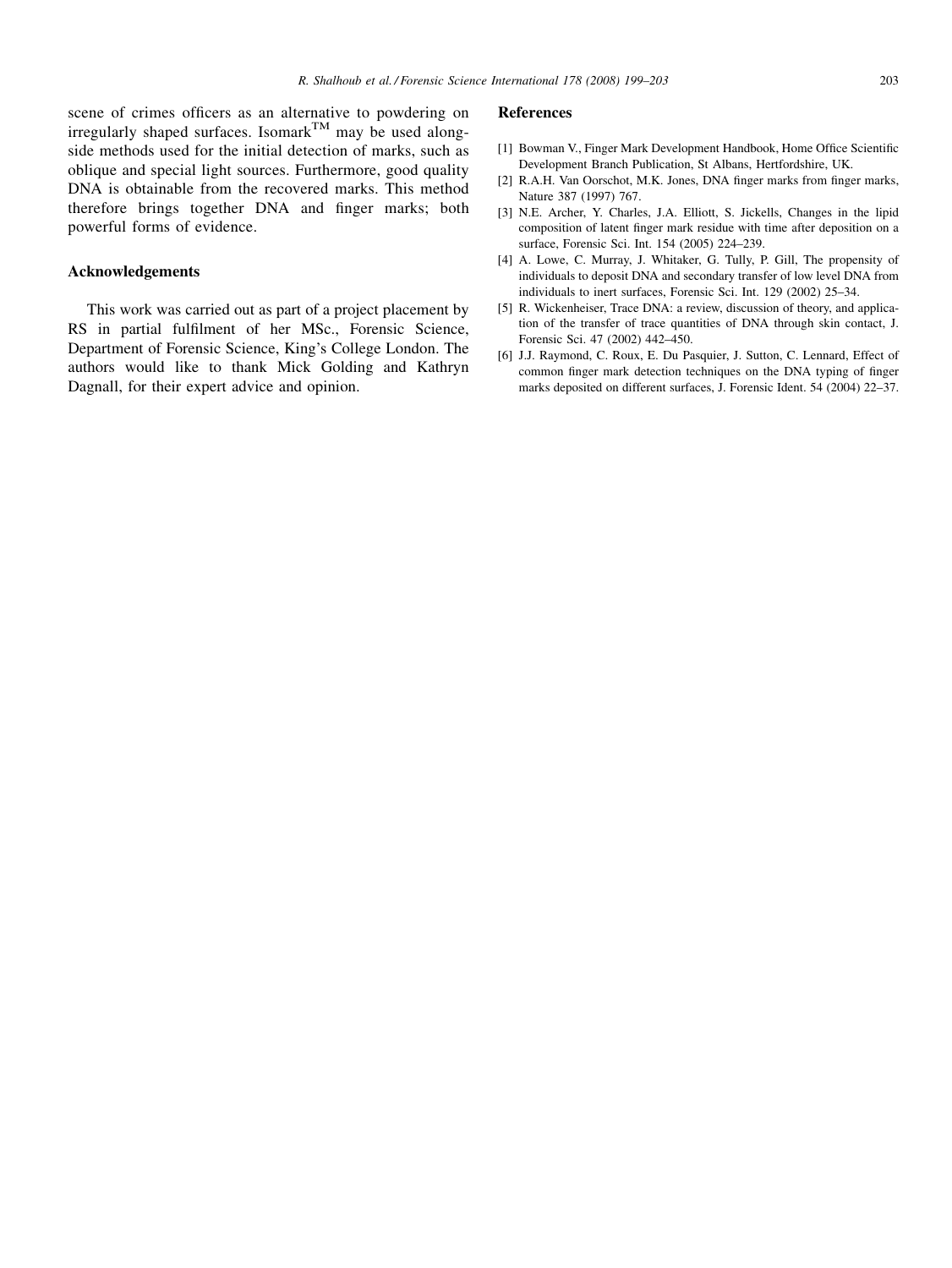scene of crimes officers as an alternative to powdering on irregularly shaped surfaces. Isomark™ may be used alongside methods used for the initial detection of marks, such as oblique and special light sources. Furthermore, good quality DNA is obtainable from the recovered marks. This method therefore brings together DNA and finger marks; both powerful forms of evidence.

## Acknowledgements

This work was carried out as part of a project placement by RS in partial fulfilment of her MSc., Forensic Science, Department of Forensic Science, King's College London. The authors would like to thank Mick Golding and Kathryn Dagnall, for their expert advice and opinion.

## References

[1] Bowman V., Finger Mark Development Handbook, Home Office Scientific Development Branch Publication, St Albans, Hertfordshire, UK.

[2] R.A.H. Van Oorschot, M.K. Jones, DNA finger marks from finger marks, Nature 387 (1997) 767.

[3] N.E. Archer, Y. Charles, J.A. Elliott, S. Jickells, Changes in the lipid composition of latent finger mark residue with time after deposition on a surface, Forensic Sci. Int. 154 (2005) 224–239.

[4] A. Lowe, C. Murray, J. Whitaker, G. Tully, P. Gill, The propensity of individuals to deposit DNA and secondary transfer of low level DNA from individuals to inert surfaces, Forensic Sci. Int. 129 (2002) 25–34.

[5] R. Wickenheiser, Trace DNA: a review, discussion of theory, and application of the transfer of trace quantities of DNA through skin contact, J. Forensic Sci. 47 (2002) 442–450.

[6] J.J. Raymond, C. Roux, E. Du Pasquier, J. Sutton, C. Lennard, Effect of common finger mark detection techniques on the DNA typing of finger marks deposited on different surfaces, J. Forensic Ident. 54 (2004) 22–37.